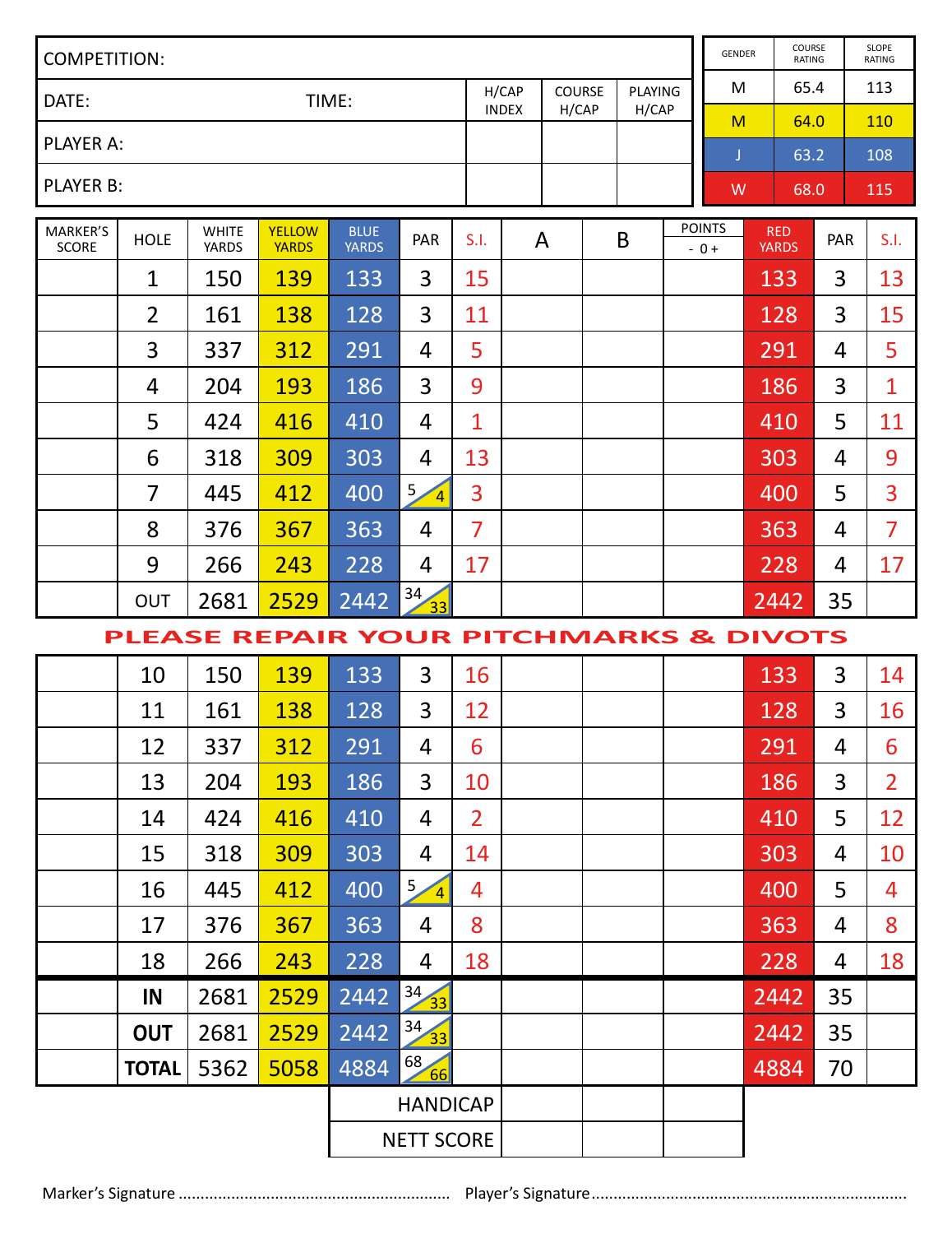| COMPETITION: | | | | |
|---|---|---|---|---|
| DATE: | TIME: | H/CAP INDEX | COURSE H/CAP | PLAYING H/CAP |
| PLAYER A: | | | | |
| PLAYER B: | | | | |

| GENDER | COURSE RATING | SLOPE RATING |
|---|---|---|
| M | 65.4 | 113 |
| M | 64.0 | 110 |
| J | 63.2 | 108 |
| W | 68.0 | 115 |

| MARKER'S SCORE | HOLE | WHITE YARDS | YELLOW YARDS | BLUE YARDS | PAR | S.I. | A | B | POINTS - 0 + | RED YARDS | PAR | S.I. |
|---|---|---|---|---|---|---|---|---|---|---|---|---|
| | 1 | 150 | 139 | 133 | 3 | 15 | | | | 133 | 3 | 13 |
| | 2 | 161 | 138 | 128 | 3 | 11 | | | | 128 | 3 | 15 |
| | 3 | 337 | 312 | 291 | 4 | 5 | | | | 291 | 4 | 5 |
| | 4 | 204 | 193 | 186 | 3 | 9 | | | | 186 | 3 | 1 |
| | 5 | 424 | 416 | 410 | 4 | 1 | | | | 410 | 5 | 11 |
| | 6 | 318 | 309 | 303 | 4 | 13 | | | | 303 | 4 | 9 |
| | 7 | 445 | 412 | 400 | 5 / 4 | 3 | | | | 400 | 5 | 3 |
| | 8 | 376 | 367 | 363 | 4 | 7 | | | | 363 | 4 | 7 |
| | 9 | 266 | 243 | 228 | 4 | 17 | | | | 228 | 4 | 17 |
| | OUT | 2681 | 2529 | 2442 | 34 / 33 | | | | | 2442 | 35 | |

**PLEASE REPAIR YOUR PITCHMARKS & DIVOTS**

| MARKER'S SCORE | HOLE | WHITE YARDS | YELLOW YARDS | BLUE YARDS | PAR | S.I. | A | B | POINTS - 0 + | RED YARDS | PAR | S.I. |
|---|---|---|---|---|---|---|---|---|---|---|---|---|
| | 10 | 150 | 139 | 133 | 3 | 16 | | | | 133 | 3 | 14 |
| | 11 | 161 | 138 | 128 | 3 | 12 | | | | 128 | 3 | 16 |
| | 12 | 337 | 312 | 291 | 4 | 6 | | | | 291 | 4 | 6 |
| | 13 | 204 | 193 | 186 | 3 | 10 | | | | 186 | 3 | 2 |
| | 14 | 424 | 416 | 410 | 4 | 2 | | | | 410 | 5 | 12 |
| | 15 | 318 | 309 | 303 | 4 | 14 | | | | 303 | 4 | 10 |
| | 16 | 445 | 412 | 400 | 5 / 4 | 4 | | | | 400 | 5 | 4 |
| | 17 | 376 | 367 | 363 | 4 | 8 | | | | 363 | 4 | 8 |
| | 18 | 266 | 243 | 228 | 4 | 18 | | | | 228 | 4 | 18 |
| | **IN** | 2681 | 2529 | 2442 | 34 / 33 | | | | | 2442 | 35 | |
| | **OUT** | 2681 | 2529 | 2442 | 34 / 33 | | | | | 2442 | 35 | |
| | **TOTAL** | 5362 | 5058 | 4884 | 68 / 66 | | | | | 4884 | 70 | |
| | | | | HANDICAP | | | | | | | | |
| | | | | NETT SCORE | | | | | | | | |

Marker's Signature ............................................................. Player's Signature ......................................................................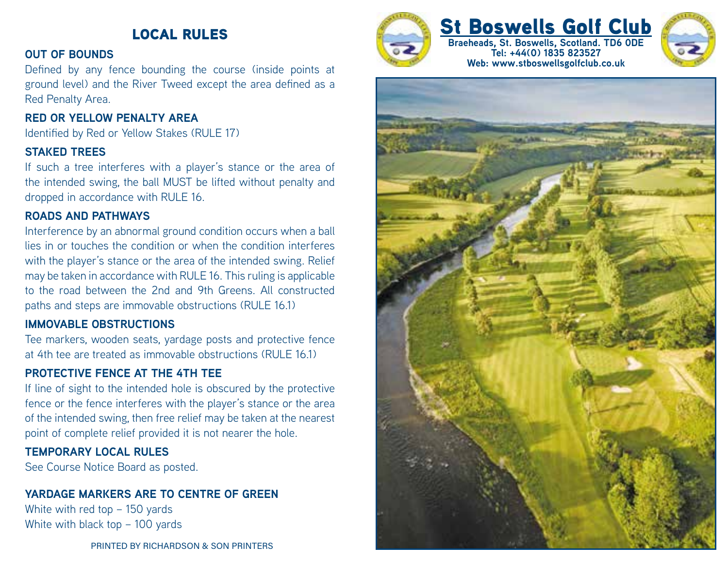# LOCAL RULES

## OUT OF BOUNDS

Defined by any fence bounding the course (inside points at ground level) and the River Tweed except the area defined as a Red Penalty Area.

## RED OR YELLOW PENALTY AREA

Identified by Red or Yellow Stakes (RULE 17)

## STAKED TREES

If such a tree interferes with a player's stance or the area of the intended swing, the ball MUST be lifted without penalty and dropped in accordance with RULE 16.

## ROADS AND PATHWAYS

Interference by an abnormal ground condition occurs when a ball lies in or touches the condition or when the condition interferes with the player's stance or the area of the intended swing. Relief may be taken in accordance with RULE 16. This ruling is applicable to the road between the 2nd and 9th Greens. All constructed paths and steps are immovable obstructions (RULE 16.1)

## IMMOVABLE OBSTRUCTIONS

Tee markers, wooden seats, yardage posts and protective fence at 4th tee are treated as immovable obstructions (RULE 16.1)

## PROTECTIVE FENCE AT THE 4TH TEE

If line of sight to the intended hole is obscured by the protective fence or the fence interferes with the player's stance or the area of the intended swing, then free relief may be taken at the nearest point of complete relief provided it is not nearer the hole.

## TEMPORARY LOCAL RULES

See Course Notice Board as posted.

## YARDAGE MARKERS ARE TO CENTRE OF GREEN

White with red top – 150 yards
White with black top – 100 yards

PRINTED BY RICHARDSON & SON PRINTERS

# St Boswells Golf Club

**Braeheads, St. Boswells, Scotland. TD6 0DE**
**Tel: +44(0) 1835 823527**
**Web: www.stboswellsgolfclub.co.uk**